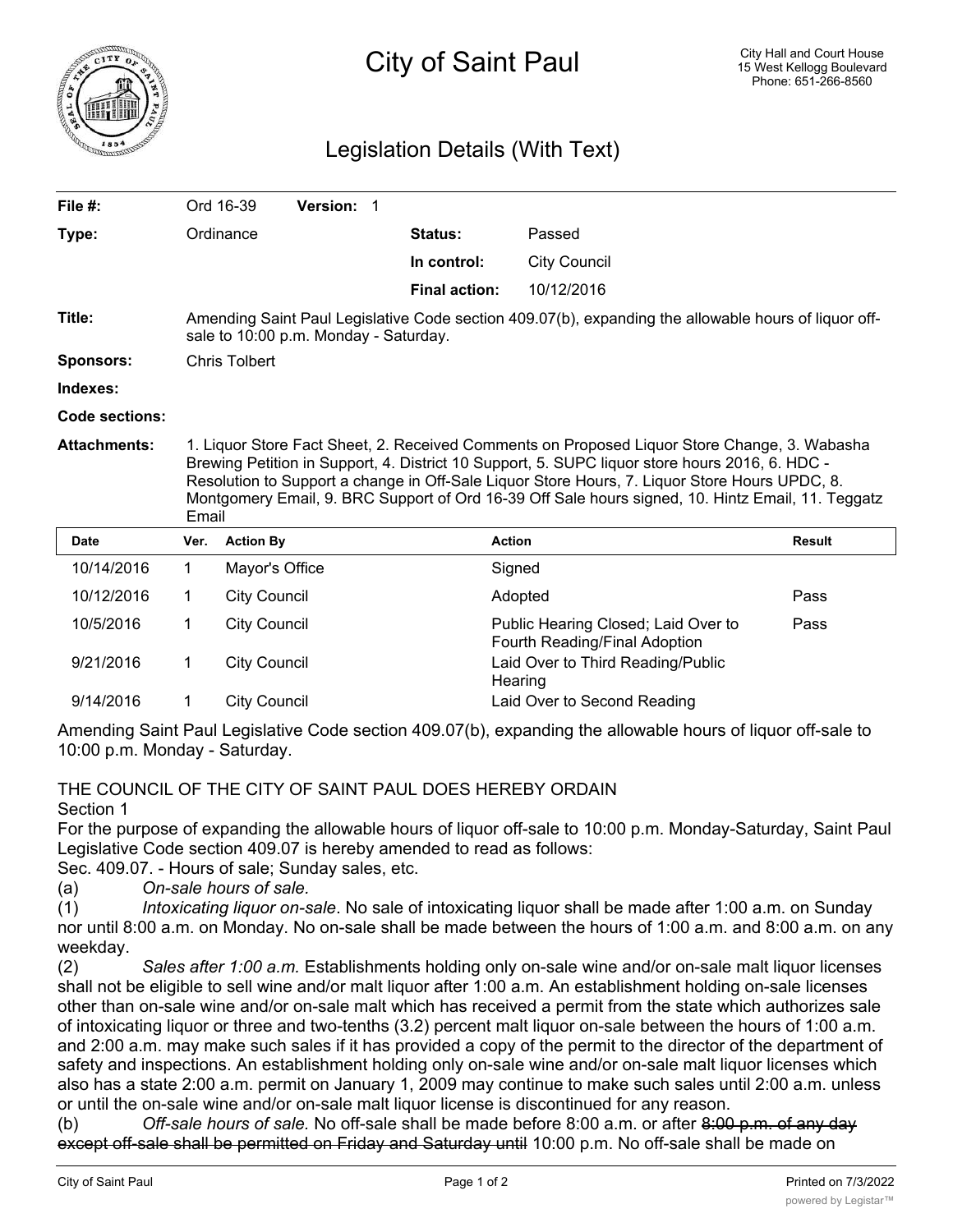# City of Saint Paul

City Hall and Court House
15 West Kellogg Boulevard
Phone: 651-266-8560

## Legislation Details (With Text)

| | | | |
|---|---|---|---|
| **File #:** | Ord 16-39 **Version:** 1 | | |
| **Type:** | Ordinance | **Status:** | Passed |
| | | **In control:** | City Council |
| | | **Final action:** | 10/12/2016 |

**Title:** Amending Saint Paul Legislative Code section 409.07(b), expanding the allowable hours of liquor off-sale to 10:00 p.m. Monday - Saturday.

**Sponsors:** Chris Tolbert

**Indexes:**

**Code sections:**

**Attachments:** 1. Liquor Store Fact Sheet, 2. Received Comments on Proposed Liquor Store Change, 3. Wabasha Brewing Petition in Support, 4. District 10 Support, 5. SUPC liquor store hours 2016, 6. HDC - Resolution to Support a change in Off-Sale Liquor Store Hours, 7. Liquor Store Hours UPDC, 8. Montgomery Email, 9. BRC Support of Ord 16-39 Off Sale hours signed, 10. Hintz Email, 11. Teggatz Email

| Date | Ver. | Action By | Action | Result |
|---|---|---|---|---|
| 10/14/2016 | 1 | Mayor's Office | Signed | |
| 10/12/2016 | 1 | City Council | Adopted | Pass |
| 10/5/2016 | 1 | City Council | Public Hearing Closed; Laid Over to Fourth Reading/Final Adoption | Pass |
| 9/21/2016 | 1 | City Council | Laid Over to Third Reading/Public Hearing | |
| 9/14/2016 | 1 | City Council | Laid Over to Second Reading | |

Amending Saint Paul Legislative Code section 409.07(b), expanding the allowable hours of liquor off-sale to 10:00 p.m. Monday - Saturday.

THE COUNCIL OF THE CITY OF SAINT PAUL DOES HEREBY ORDAIN

Section 1

For the purpose of expanding the allowable hours of liquor off-sale to 10:00 p.m. Monday-Saturday, Saint Paul Legislative Code section 409.07 is hereby amended to read as follows:

Sec. 409.07. - Hours of sale; Sunday sales, etc.

(a) *On-sale hours of sale.*

(1) *Intoxicating liquor on-sale*. No sale of intoxicating liquor shall be made after 1:00 a.m. on Sunday nor until 8:00 a.m. on Monday. No on-sale shall be made between the hours of 1:00 a.m. and 8:00 a.m. on any weekday.

(2) *Sales after 1:00 a.m.* Establishments holding only on-sale wine and/or on-sale malt liquor licenses shall not be eligible to sell wine and/or malt liquor after 1:00 a.m. An establishment holding on-sale licenses other than on-sale wine and/or on-sale malt which has received a permit from the state which authorizes sale of intoxicating liquor or three and two-tenths (3.2) percent malt liquor on-sale between the hours of 1:00 a.m. and 2:00 a.m. may make such sales if it has provided a copy of the permit to the director of the department of safety and inspections. An establishment holding only on-sale wine and/or on-sale malt liquor licenses which also has a state 2:00 a.m. permit on January 1, 2009 may continue to make such sales until 2:00 a.m. unless or until the on-sale wine and/or on-sale malt liquor license is discontinued for any reason.

(b) *Off-sale hours of sale.* No off-sale shall be made before 8:00 a.m. or after ~~8:00 p.m. of any day except off-sale shall be permitted on Friday and Saturday until~~ 10:00 p.m. No off-sale shall be made on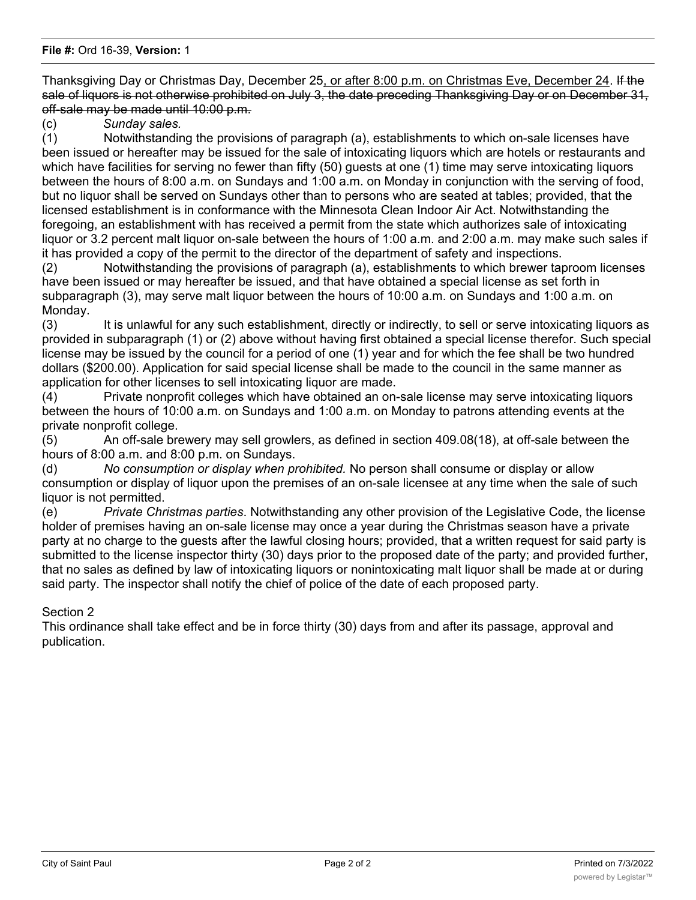Thanksgiving Day or Christmas Day, December 25, or after 8:00 p.m. on Christmas Eve, December 24. ~~If the sale of liquors is not otherwise prohibited on July 3, the date preceding Thanksgiving Day or on December 31, off-sale may be made until 10:00 p.m.~~

(c) *Sunday sales.*

(1) Notwithstanding the provisions of paragraph (a), establishments to which on-sale licenses have been issued or hereafter may be issued for the sale of intoxicating liquors which are hotels or restaurants and which have facilities for serving no fewer than fifty (50) guests at one (1) time may serve intoxicating liquors between the hours of 8:00 a.m. on Sundays and 1:00 a.m. on Monday in conjunction with the serving of food, but no liquor shall be served on Sundays other than to persons who are seated at tables; provided, that the licensed establishment is in conformance with the Minnesota Clean Indoor Air Act. Notwithstanding the foregoing, an establishment with has received a permit from the state which authorizes sale of intoxicating liquor or 3.2 percent malt liquor on-sale between the hours of 1:00 a.m. and 2:00 a.m. may make such sales if it has provided a copy of the permit to the director of the department of safety and inspections.

(2) Notwithstanding the provisions of paragraph (a), establishments to which brewer taproom licenses have been issued or may hereafter be issued, and that have obtained a special license as set forth in subparagraph (3), may serve malt liquor between the hours of 10:00 a.m. on Sundays and 1:00 a.m. on Monday.

(3) It is unlawful for any such establishment, directly or indirectly, to sell or serve intoxicating liquors as provided in subparagraph (1) or (2) above without having first obtained a special license therefor. Such special license may be issued by the council for a period of one (1) year and for which the fee shall be two hundred dollars ($200.00). Application for said special license shall be made to the council in the same manner as application for other licenses to sell intoxicating liquor are made.

(4) Private nonprofit colleges which have obtained an on-sale license may serve intoxicating liquors between the hours of 10:00 a.m. on Sundays and 1:00 a.m. on Monday to patrons attending events at the private nonprofit college.

(5) An off-sale brewery may sell growlers, as defined in section 409.08(18), at off-sale between the hours of 8:00 a.m. and 8:00 p.m. on Sundays.

(d) *No consumption or display when prohibited.* No person shall consume or display or allow consumption or display of liquor upon the premises of an on-sale licensee at any time when the sale of such liquor is not permitted.

(e) *Private Christmas parties*. Notwithstanding any other provision of the Legislative Code, the license holder of premises having an on-sale license may once a year during the Christmas season have a private party at no charge to the guests after the lawful closing hours; provided, that a written request for said party is submitted to the license inspector thirty (30) days prior to the proposed date of the party; and provided further, that no sales as defined by law of intoxicating liquors or nonintoxicating malt liquor shall be made at or during said party. The inspector shall notify the chief of police of the date of each proposed party.

Section 2

This ordinance shall take effect and be in force thirty (30) days from and after its passage, approval and publication.